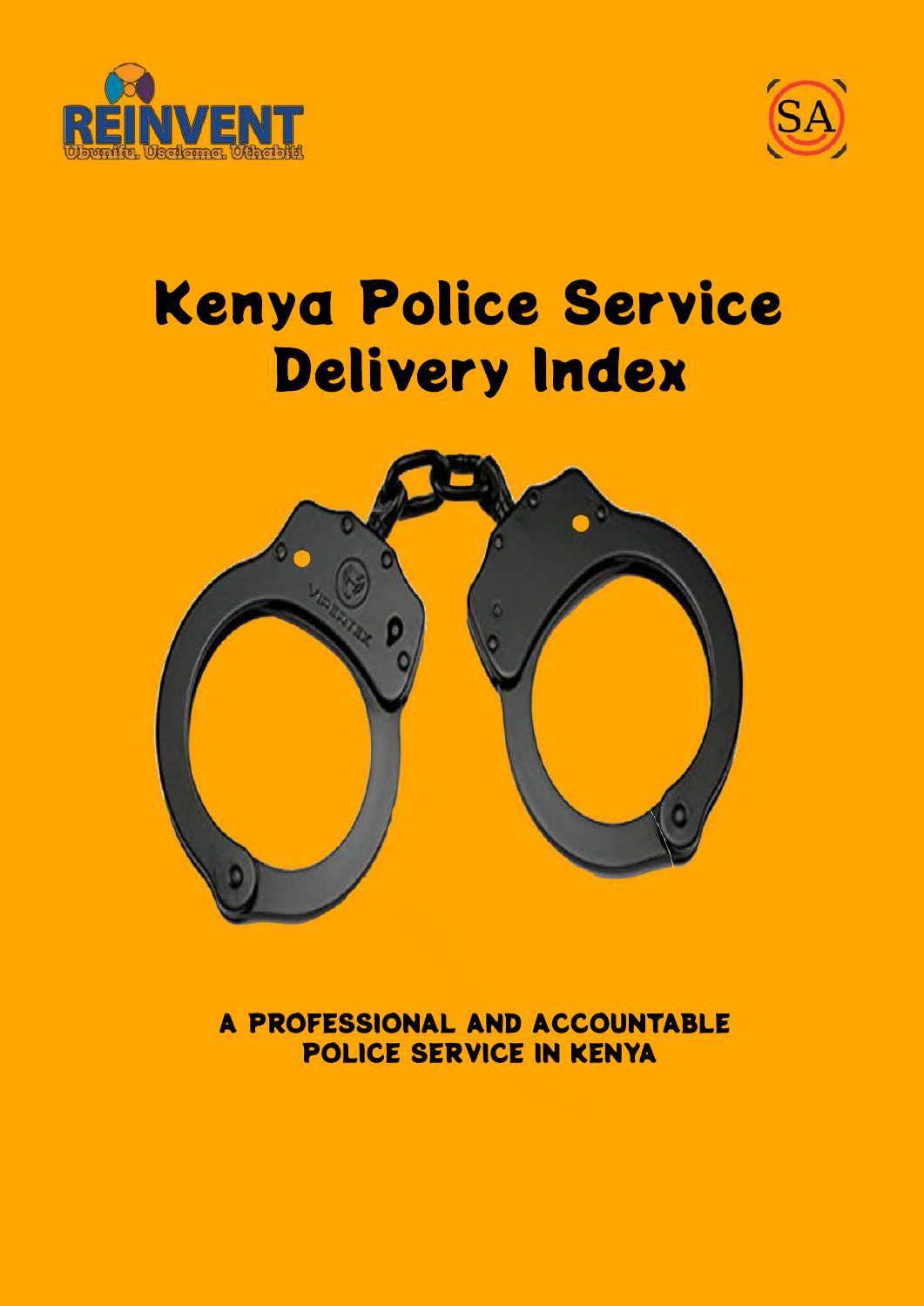REINVENT

Ubunifu. Usalama. Uthabiti

SA

# Kenya Police Service Delivery Index

## A PROFESSIONAL AND ACCOUNTABLE POLICE SERVICE IN KENYA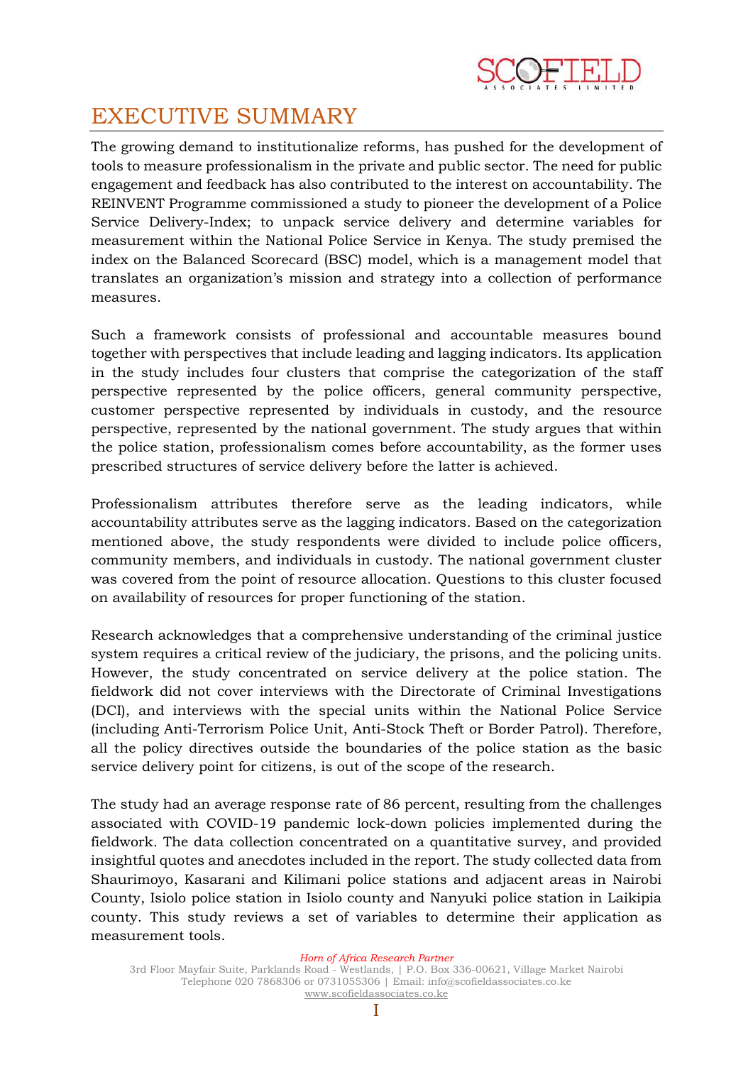# EXECUTIVE SUMMARY

The growing demand to institutionalize reforms, has pushed for the development of tools to measure professionalism in the private and public sector. The need for public engagement and feedback has also contributed to the interest on accountability. The REINVENT Programme commissioned a study to pioneer the development of a Police Service Delivery-Index; to unpack service delivery and determine variables for measurement within the National Police Service in Kenya. The study premised the index on the Balanced Scorecard (BSC) model, which is a management model that translates an organization's mission and strategy into a collection of performance measures.

Such a framework consists of professional and accountable measures bound together with perspectives that include leading and lagging indicators. Its application in the study includes four clusters that comprise the categorization of the staff perspective represented by the police officers, general community perspective, customer perspective represented by individuals in custody, and the resource perspective, represented by the national government. The study argues that within the police station, professionalism comes before accountability, as the former uses prescribed structures of service delivery before the latter is achieved.

Professionalism attributes therefore serve as the leading indicators, while accountability attributes serve as the lagging indicators. Based on the categorization mentioned above, the study respondents were divided to include police officers, community members, and individuals in custody. The national government cluster was covered from the point of resource allocation. Questions to this cluster focused on availability of resources for proper functioning of the station.

Research acknowledges that a comprehensive understanding of the criminal justice system requires a critical review of the judiciary, the prisons, and the policing units. However, the study concentrated on service delivery at the police station. The fieldwork did not cover interviews with the Directorate of Criminal Investigations (DCI), and interviews with the special units within the National Police Service (including Anti-Terrorism Police Unit, Anti-Stock Theft or Border Patrol). Therefore, all the policy directives outside the boundaries of the police station as the basic service delivery point for citizens, is out of the scope of the research.

The study had an average response rate of 86 percent, resulting from the challenges associated with COVID-19 pandemic lock-down policies implemented during the fieldwork. The data collection concentrated on a quantitative survey, and provided insightful quotes and anecdotes included in the report. The study collected data from Shaurimoyo, Kasarani and Kilimani police stations and adjacent areas in Nairobi County, Isiolo police station in Isiolo county and Nanyuki police station in Laikipia county. This study reviews a set of variables to determine their application as measurement tools.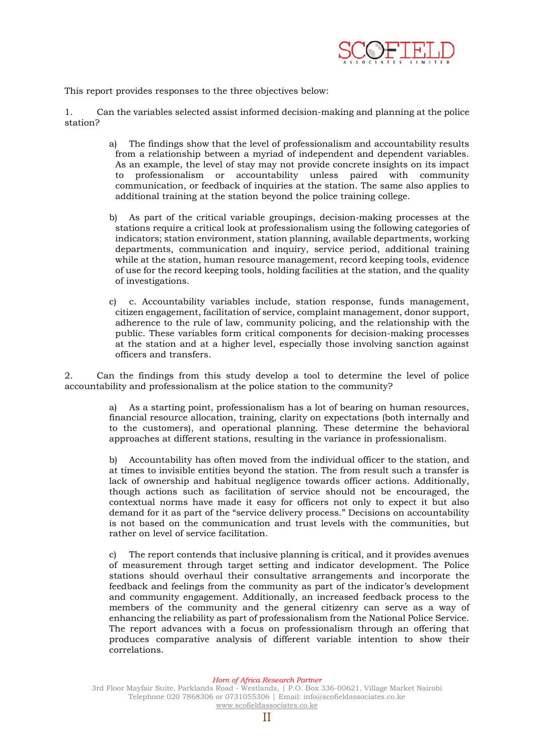This report provides responses to the three objectives below:

1. Can the variables selected assist informed decision-making and planning at the police station?

   a) The findings show that the level of professionalism and accountability results from a relationship between a myriad of independent and dependent variables. As an example, the level of stay may not provide concrete insights on its impact to professionalism or accountability unless paired with community communication, or feedback of inquiries at the station. The same also applies to additional training at the station beyond the police training college.

   b) As part of the critical variable groupings, decision-making processes at the stations require a critical look at professionalism using the following categories of indicators; station environment, station planning, available departments, working departments, communication and inquiry, service period, additional training while at the station, human resource management, record keeping tools, evidence of use for the record keeping tools, holding facilities at the station, and the quality of investigations.

   c) c. Accountability variables include, station response, funds management, citizen engagement, facilitation of service, complaint management, donor support, adherence to the rule of law, community policing, and the relationship with the public. These variables form critical components for decision-making processes at the station and at a higher level, especially those involving sanction against officers and transfers.

2. Can the findings from this study develop a tool to determine the level of police accountability and professionalism at the police station to the community?

   a) As a starting point, professionalism has a lot of bearing on human resources, financial resource allocation, training, clarity on expectations (both internally and to the customers), and operational planning. These determine the behavioral approaches at different stations, resulting in the variance in professionalism.

   b) Accountability has often moved from the individual officer to the station, and at times to invisible entities beyond the station. The from result such a transfer is lack of ownership and habitual negligence towards officer actions. Additionally, though actions such as facilitation of service should not be encouraged, the contextual norms have made it easy for officers not only to expect it but also demand for it as part of the "service delivery process." Decisions on accountability is not based on the communication and trust levels with the communities, but rather on level of service facilitation.

   c) The report contends that inclusive planning is critical, and it provides avenues of measurement through target setting and indicator development. The Police stations should overhaul their consultative arrangements and incorporate the feedback and feelings from the community as part of the indicator's development and community engagement. Additionally, an increased feedback process to the members of the community and the general citizenry can serve as a way of enhancing the reliability as part of professionalism from the National Police Service. The report advances with a focus on professionalism through an offering that produces comparative analysis of different variable intention to show their correlations.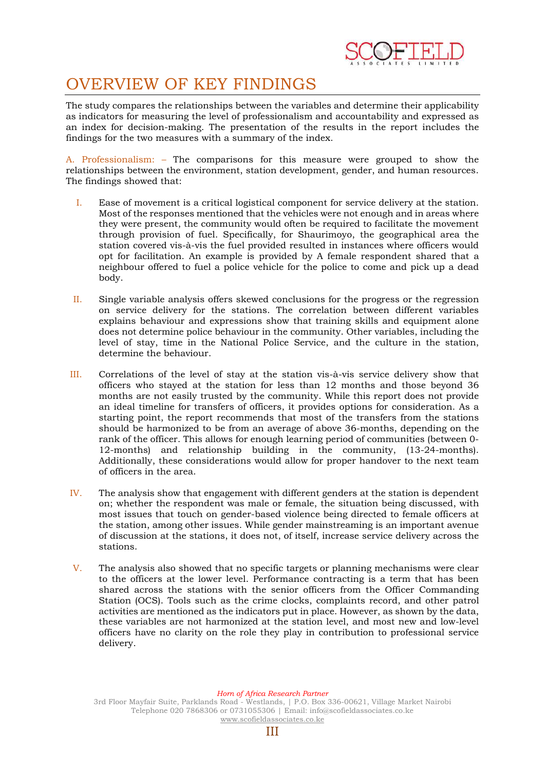# OVERVIEW OF KEY FINDINGS

The study compares the relationships between the variables and determine their applicability as indicators for measuring the level of professionalism and accountability and expressed as an index for decision-making. The presentation of the results in the report includes the findings for the two measures with a summary of the index.

A. Professionalism: – The comparisons for this measure were grouped to show the relationships between the environment, station development, gender, and human resources. The findings showed that:

I. Ease of movement is a critical logistical component for service delivery at the station. Most of the responses mentioned that the vehicles were not enough and in areas where they were present, the community would often be required to facilitate the movement through provision of fuel. Specifically, for Shaurimoyo, the geographical area the station covered vis-à-vis the fuel provided resulted in instances where officers would opt for facilitation. An example is provided by A female respondent shared that a neighbour offered to fuel a police vehicle for the police to come and pick up a dead body.

II. Single variable analysis offers skewed conclusions for the progress or the regression on service delivery for the stations. The correlation between different variables explains behaviour and expressions show that training skills and equipment alone does not determine police behaviour in the community. Other variables, including the level of stay, time in the National Police Service, and the culture in the station, determine the behaviour.

III. Correlations of the level of stay at the station vis-à-vis service delivery show that officers who stayed at the station for less than 12 months and those beyond 36 months are not easily trusted by the community. While this report does not provide an ideal timeline for transfers of officers, it provides options for consideration. As a starting point, the report recommends that most of the transfers from the stations should be harmonized to be from an average of above 36-months, depending on the rank of the officer. This allows for enough learning period of communities (between 0-12-months) and relationship building in the community, (13-24-months). Additionally, these considerations would allow for proper handover to the next team of officers in the area.

IV. The analysis show that engagement with different genders at the station is dependent on; whether the respondent was male or female, the situation being discussed, with most issues that touch on gender-based violence being directed to female officers at the station, among other issues. While gender mainstreaming is an important avenue of discussion at the stations, it does not, of itself, increase service delivery across the stations.

V. The analysis also showed that no specific targets or planning mechanisms were clear to the officers at the lower level. Performance contracting is a term that has been shared across the stations with the senior officers from the Officer Commanding Station (OCS). Tools such as the crime clocks, complaints record, and other patrol activities are mentioned as the indicators put in place. However, as shown by the data, these variables are not harmonized at the station level, and most new and low-level officers have no clarity on the role they play in contribution to professional service delivery.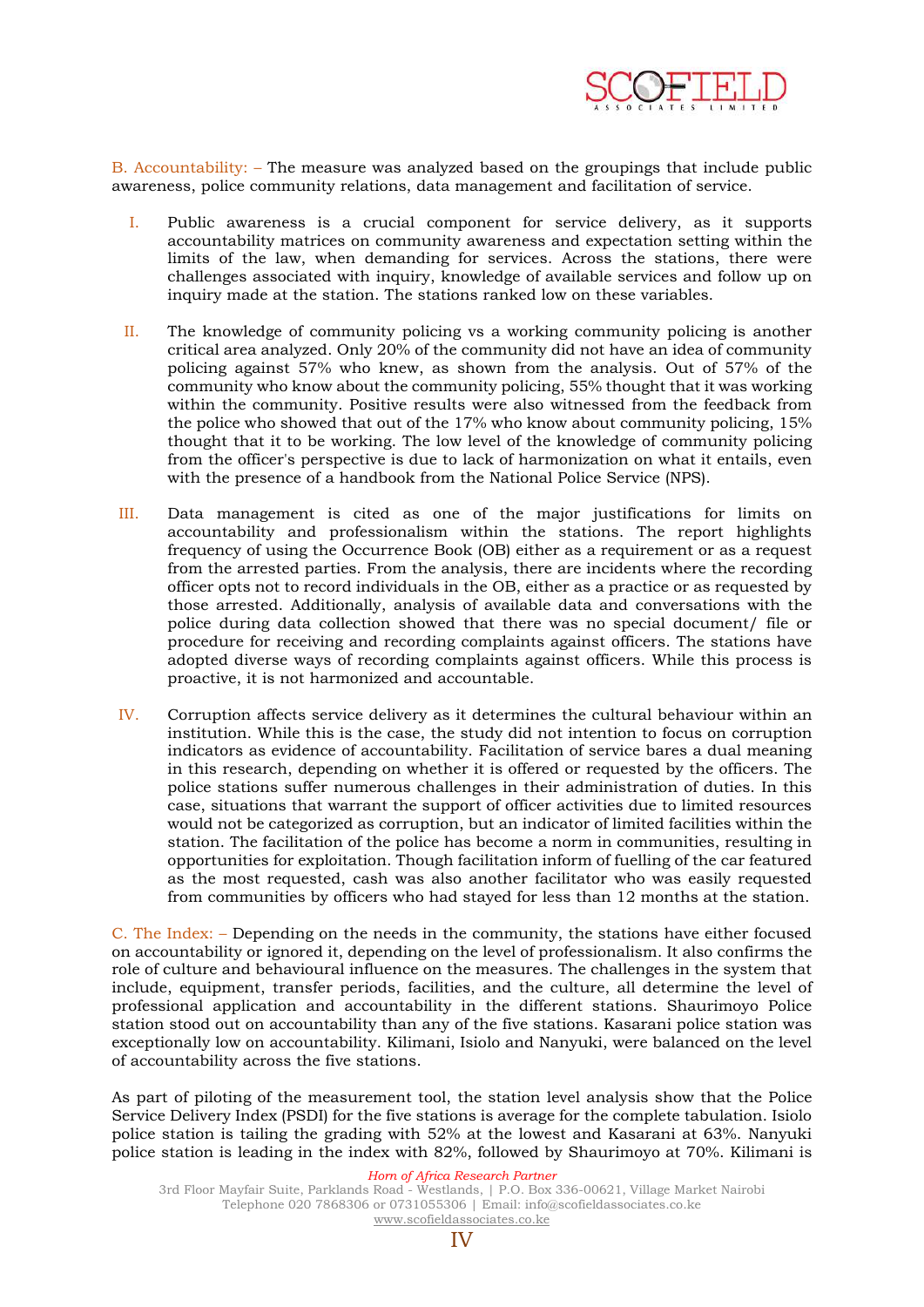B. Accountability: – The measure was analyzed based on the groupings that include public awareness, police community relations, data management and facilitation of service.

I. Public awareness is a crucial component for service delivery, as it supports accountability matrices on community awareness and expectation setting within the limits of the law, when demanding for services. Across the stations, there were challenges associated with inquiry, knowledge of available services and follow up on inquiry made at the station. The stations ranked low on these variables.

II. The knowledge of community policing vs a working community policing is another critical area analyzed. Only 20% of the community did not have an idea of community policing against 57% who knew, as shown from the analysis. Out of 57% of the community who know about the community policing, 55% thought that it was working within the community. Positive results were also witnessed from the feedback from the police who showed that out of the 17% who know about community policing, 15% thought that it to be working. The low level of the knowledge of community policing from the officer's perspective is due to lack of harmonization on what it entails, even with the presence of a handbook from the National Police Service (NPS).

III. Data management is cited as one of the major justifications for limits on accountability and professionalism within the stations. The report highlights frequency of using the Occurrence Book (OB) either as a requirement or as a request from the arrested parties. From the analysis, there are incidents where the recording officer opts not to record individuals in the OB, either as a practice or as requested by those arrested. Additionally, analysis of available data and conversations with the police during data collection showed that there was no special document/ file or procedure for receiving and recording complaints against officers. The stations have adopted diverse ways of recording complaints against officers. While this process is proactive, it is not harmonized and accountable.

IV. Corruption affects service delivery as it determines the cultural behaviour within an institution. While this is the case, the study did not intention to focus on corruption indicators as evidence of accountability. Facilitation of service bares a dual meaning in this research, depending on whether it is offered or requested by the officers. The police stations suffer numerous challenges in their administration of duties. In this case, situations that warrant the support of officer activities due to limited resources would not be categorized as corruption, but an indicator of limited facilities within the station. The facilitation of the police has become a norm in communities, resulting in opportunities for exploitation. Though facilitation inform of fuelling of the car featured as the most requested, cash was also another facilitator who was easily requested from communities by officers who had stayed for less than 12 months at the station.

C. The Index: – Depending on the needs in the community, the stations have either focused on accountability or ignored it, depending on the level of professionalism. It also confirms the role of culture and behavioural influence on the measures. The challenges in the system that include, equipment, transfer periods, facilities, and the culture, all determine the level of professional application and accountability in the different stations. Shaurimoyo Police station stood out on accountability than any of the five stations. Kasarani police station was exceptionally low on accountability. Kilimani, Isiolo and Nanyuki, were balanced on the level of accountability across the five stations.

As part of piloting of the measurement tool, the station level analysis show that the Police Service Delivery Index (PSDI) for the five stations is average for the complete tabulation. Isiolo police station is tailing the grading with 52% at the lowest and Kasarani at 63%. Nanyuki police station is leading in the index with 82%, followed by Shaurimoyo at 70%. Kilimani is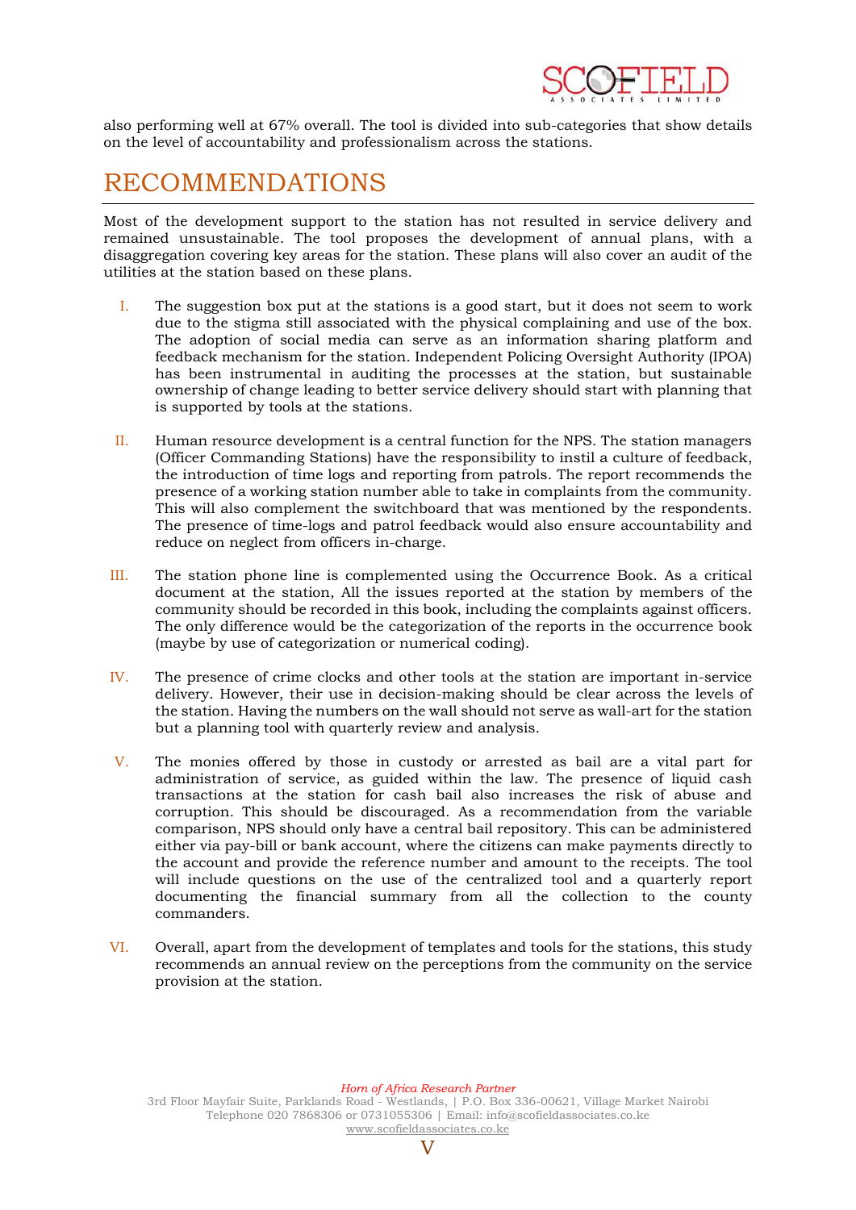also performing well at 67% overall. The tool is divided into sub-categories that show details on the level of accountability and professionalism across the stations.

# RECOMMENDATIONS

Most of the development support to the station has not resulted in service delivery and remained unsustainable. The tool proposes the development of annual plans, with a disaggregation covering key areas for the station. These plans will also cover an audit of the utilities at the station based on these plans.

I. The suggestion box put at the stations is a good start, but it does not seem to work due to the stigma still associated with the physical complaining and use of the box. The adoption of social media can serve as an information sharing platform and feedback mechanism for the station. Independent Policing Oversight Authority (IPOA) has been instrumental in auditing the processes at the station, but sustainable ownership of change leading to better service delivery should start with planning that is supported by tools at the stations.

II. Human resource development is a central function for the NPS. The station managers (Officer Commanding Stations) have the responsibility to instil a culture of feedback, the introduction of time logs and reporting from patrols. The report recommends the presence of a working station number able to take in complaints from the community. This will also complement the switchboard that was mentioned by the respondents. The presence of time-logs and patrol feedback would also ensure accountability and reduce on neglect from officers in-charge.

III. The station phone line is complemented using the Occurrence Book. As a critical document at the station, All the issues reported at the station by members of the community should be recorded in this book, including the complaints against officers. The only difference would be the categorization of the reports in the occurrence book (maybe by use of categorization or numerical coding).

IV. The presence of crime clocks and other tools at the station are important in-service delivery. However, their use in decision-making should be clear across the levels of the station. Having the numbers on the wall should not serve as wall-art for the station but a planning tool with quarterly review and analysis.

V. The monies offered by those in custody or arrested as bail are a vital part for administration of service, as guided within the law. The presence of liquid cash transactions at the station for cash bail also increases the risk of abuse and corruption. This should be discouraged. As a recommendation from the variable comparison, NPS should only have a central bail repository. This can be administered either via pay-bill or bank account, where the citizens can make payments directly to the account and provide the reference number and amount to the receipts. The tool will include questions on the use of the centralized tool and a quarterly report documenting the financial summary from all the collection to the county commanders.

VI. Overall, apart from the development of templates and tools for the stations, this study recommends an annual review on the perceptions from the community on the service provision at the station.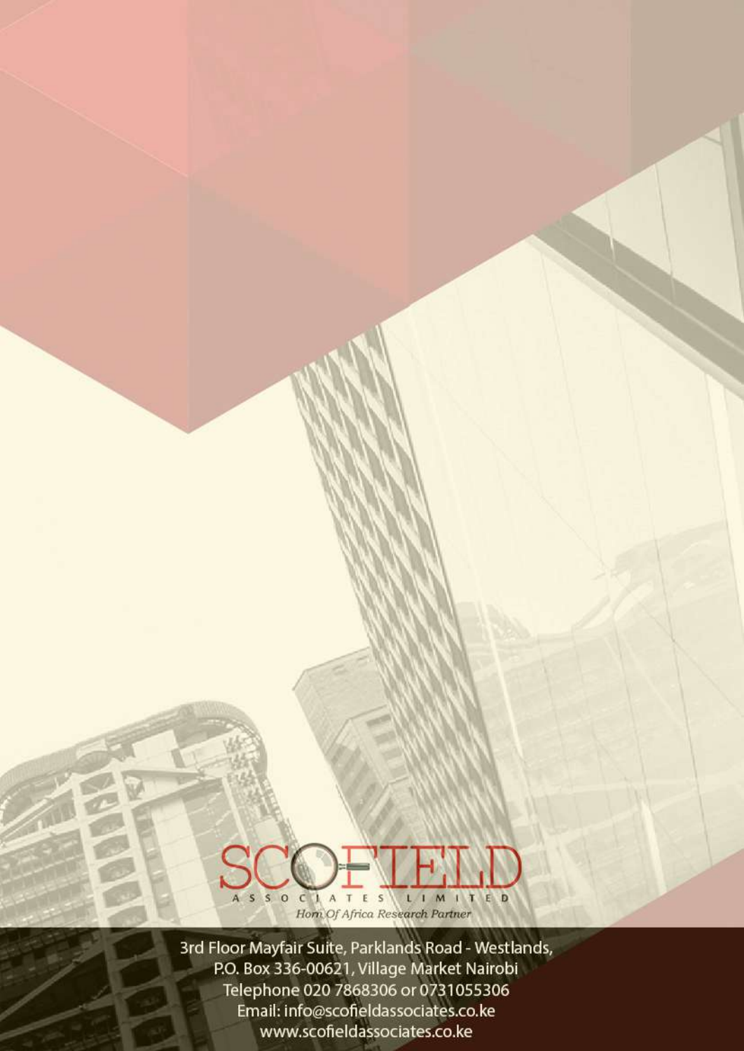SCOFIELD

ASSOCIATES LIMITED

*Horn Of Africa Research Partner*

3rd Floor Mayfair Suite, Parklands Road - Westlands,
P.O. Box 336-00621, Village Market Nairobi
Telephone 020 7868306 or 0731055306
Email: info@scofieldassociates.co.ke
www.scofieldassociates.co.ke